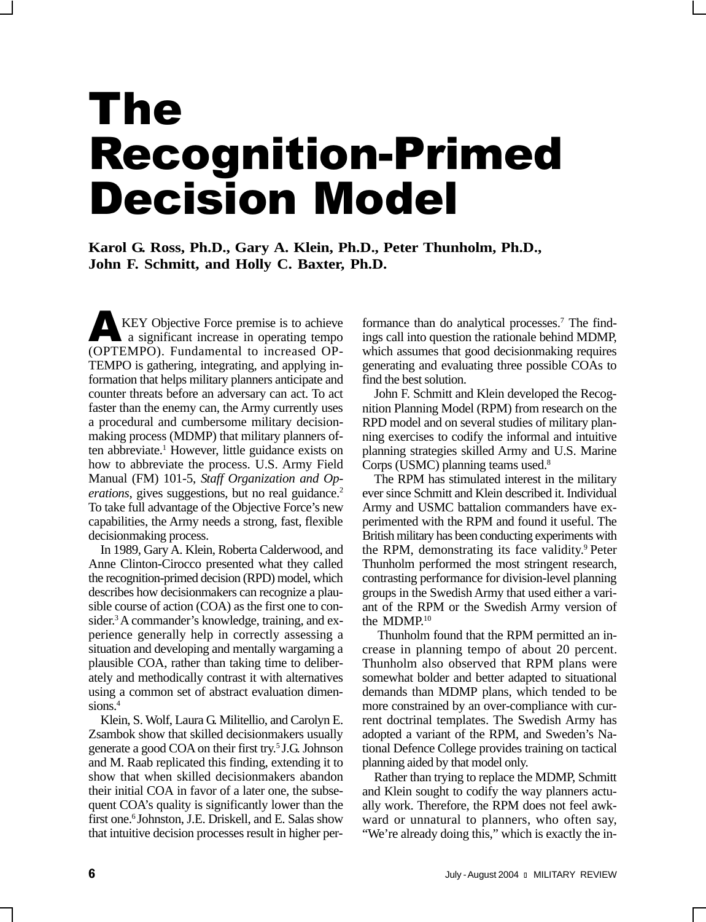# The Recognition-Primed Decision Model

**Karol G. Ross, Ph.D., Gary A. Klein, Ph.D., Peter Thunholm, Ph.D., John F. Schmitt, and Holly C. Baxter, Ph.D.**

A KEY Objective Force premise is to achieve a significant increase in operating tempo (OPTEMPO). Fundamental to increased OPTEMPO is gathering, integrating, and applying information that helps military planners anticipate and counter threats before an adversary can act. To act faster than the enemy can, the Army currently uses a procedural and cumbersome military decisionmaking process (MDMP) that military planners often abbreviate.[1] However, little guidance exists on how to abbreviate the process. U.S. Army Field Manual (FM) 101-5, *Staff Organization and Operations*, gives suggestions, but no real guidance.[2] To take full advantage of the Objective Force's new capabilities, the Army needs a strong, fast, flexible decisionmaking process.

In 1989, Gary A. Klein, Roberta Calderwood, and Anne Clinton-Cirocco presented what they called the recognition-primed decision (RPD) model, which describes how decisionmakers can recognize a plausible course of action (COA) as the first one to consider.[3] A commander's knowledge, training, and experience generally help in correctly assessing a situation and developing and mentally wargaming a plausible COA, rather than taking time to deliberately and methodically contrast it with alternatives using a common set of abstract evaluation dimensions.[4]

Klein, S. Wolf, Laura G. Militellio, and Carolyn E. Zsambok show that skilled decisionmakers usually generate a good COA on their first try.[5] J.G. Johnson and M. Raab replicated this finding, extending it to show that when skilled decisionmakers abandon their initial COA in favor of a later one, the subsequent COA's quality is significantly lower than the first one.[6] Johnston, J.E. Driskell, and E. Salas show that intuitive decision processes result in higher performance than do analytical processes.[7] The findings call into question the rationale behind MDMP, which assumes that good decisionmaking requires generating and evaluating three possible COAs to find the best solution.

John F. Schmitt and Klein developed the Recognition Planning Model (RPM) from research on the RPD model and on several studies of military planning exercises to codify the informal and intuitive planning strategies skilled Army and U.S. Marine Corps (USMC) planning teams used.[8]

The RPM has stimulated interest in the military ever since Schmitt and Klein described it. Individual Army and USMC battalion commanders have experimented with the RPM and found it useful. The British military has been conducting experiments with the RPM, demonstrating its face validity.[9] Peter Thunholm performed the most stringent research, contrasting performance for division-level planning groups in the Swedish Army that used either a variant of the RPM or the Swedish Army version of the MDMP.[10]

Thunholm found that the RPM permitted an increase in planning tempo of about 20 percent. Thunholm also observed that RPM plans were somewhat bolder and better adapted to situational demands than MDMP plans, which tended to be more constrained by an over-compliance with current doctrinal templates. The Swedish Army has adopted a variant of the RPM, and Sweden's National Defence College provides training on tactical planning aided by that model only.

Rather than trying to replace the MDMP, Schmitt and Klein sought to codify the way planners actually work. Therefore, the RPM does not feel awkward or unnatural to planners, who often say, "We're already doing this," which is exactly the in-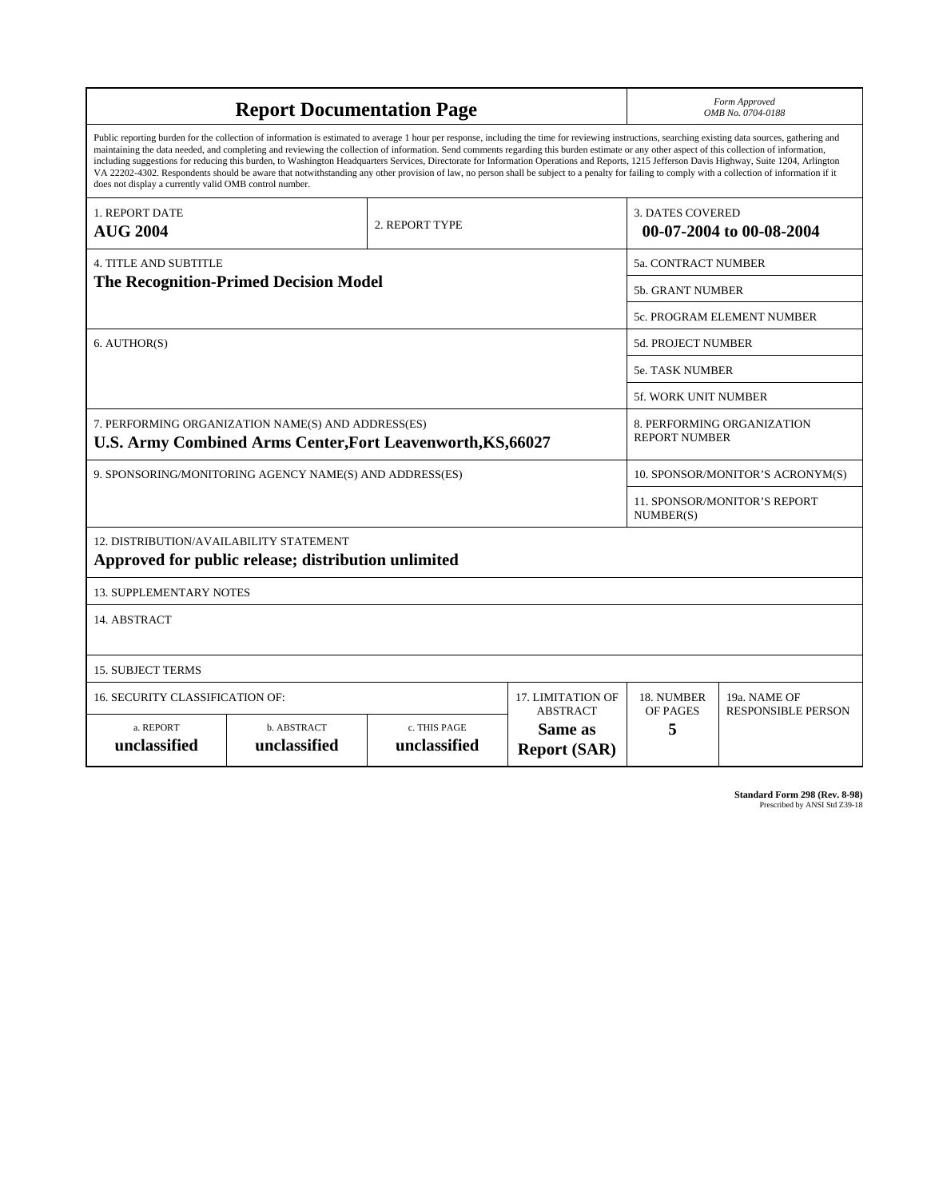# Report Documentation Page

*Form Approved*
*OMB No. 0704-0188*

Public reporting burden for the collection of information is estimated to average 1 hour per response, including the time for reviewing instructions, searching existing data sources, gathering and maintaining the data needed, and completing and reviewing the collection of information. Send comments regarding this burden estimate or any other aspect of this collection of information, including suggestions for reducing this burden, to Washington Headquarters Services, Directorate for Information Operations and Reports, 1215 Jefferson Davis Highway, Suite 1204, Arlington VA 22202-4302. Respondents should be aware that notwithstanding any other provision of law, no person shall be subject to a penalty for failing to comply with a collection of information if it does not display a currently valid OMB control number.

| | | |
|---|---|---|
| 1. REPORT DATE<br>**AUG 2004** | 2. REPORT TYPE | 3. DATES COVERED<br>**00-07-2004 to 00-08-2004** |

| | |
|---|---|
| 4. TITLE AND SUBTITLE<br>**The Recognition-Primed Decision Model** | 5a. CONTRACT NUMBER |
| | 5b. GRANT NUMBER |
| | 5c. PROGRAM ELEMENT NUMBER |
| 6. AUTHOR(S) | 5d. PROJECT NUMBER |
| | 5e. TASK NUMBER |
| | 5f. WORK UNIT NUMBER |
| 7. PERFORMING ORGANIZATION NAME(S) AND ADDRESS(ES)<br>**U.S. Army Combined Arms Center,Fort Leavenworth,KS,66027** | 8. PERFORMING ORGANIZATION REPORT NUMBER |
| 9. SPONSORING/MONITORING AGENCY NAME(S) AND ADDRESS(ES) | 10. SPONSOR/MONITOR'S ACRONYM(S) |
| | 11. SPONSOR/MONITOR'S REPORT NUMBER(S) |

12. DISTRIBUTION/AVAILABILITY STATEMENT
**Approved for public release; distribution unlimited**

13. SUPPLEMENTARY NOTES

14. ABSTRACT

15. SUBJECT TERMS

| 16. SECURITY CLASSIFICATION OF: | | | 17. LIMITATION OF ABSTRACT | 18. NUMBER OF PAGES | 19a. NAME OF RESPONSIBLE PERSON |
|---|---|---|---|---|---|
| a. REPORT<br>**unclassified** | b. ABSTRACT<br>**unclassified** | c. THIS PAGE<br>**unclassified** | **Same as Report (SAR)** | **5** | |

**Standard Form 298 (Rev. 8-98)**
Prescribed by ANSI Std Z39-18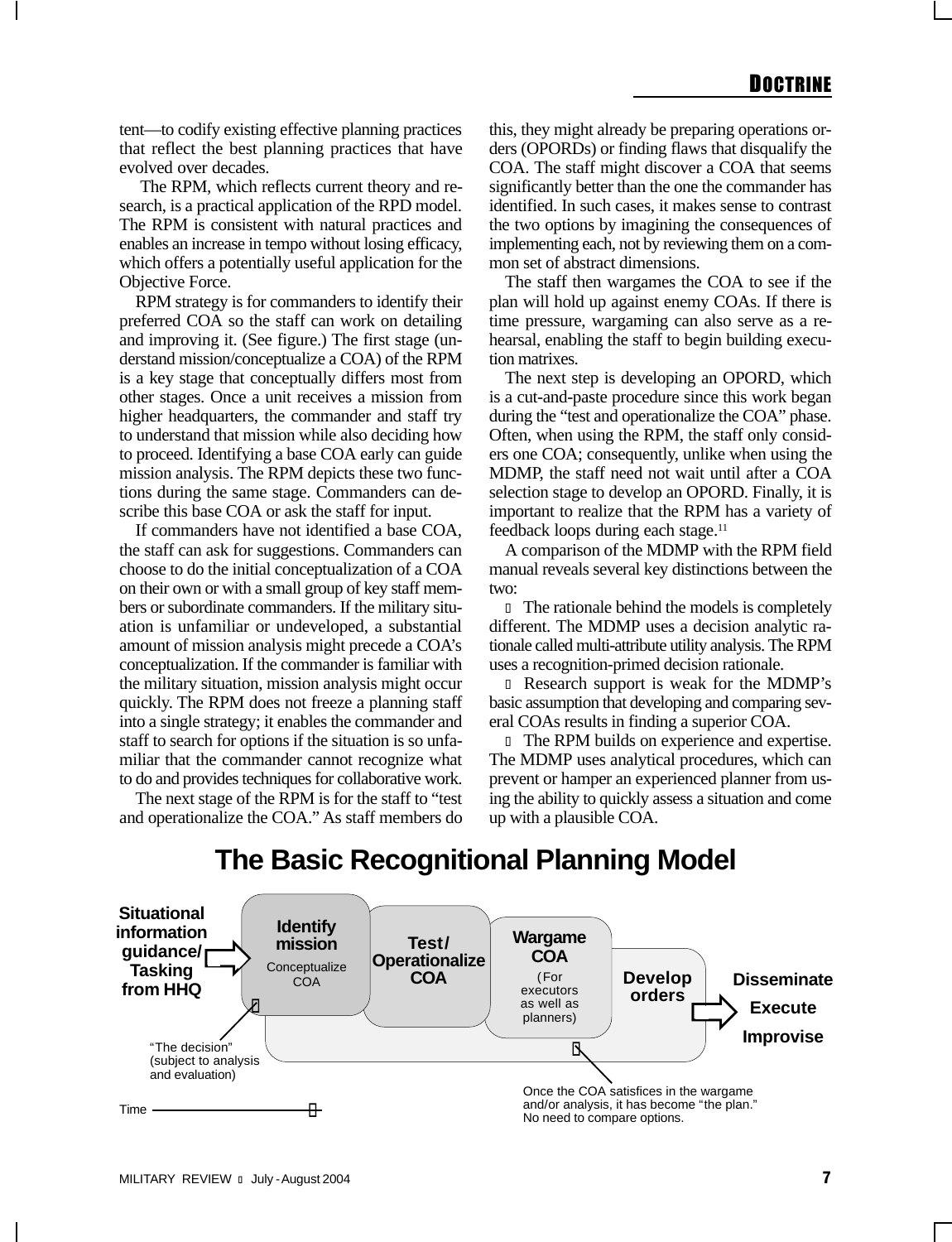tent—to codify existing effective planning practices that reflect the best planning practices that have evolved over decades.

The RPM, which reflects current theory and research, is a practical application of the RPD model. The RPM is consistent with natural practices and enables an increase in tempo without losing efficacy, which offers a potentially useful application for the Objective Force.

RPM strategy is for commanders to identify their preferred COA so the staff can work on detailing and improving it. (See figure.) The first stage (understand mission/conceptualize a COA) of the RPM is a key stage that conceptually differs most from other stages. Once a unit receives a mission from higher headquarters, the commander and staff try to understand that mission while also deciding how to proceed. Identifying a base COA early can guide mission analysis. The RPM depicts these two functions during the same stage. Commanders can describe this base COA or ask the staff for input.

If commanders have not identified a base COA, the staff can ask for suggestions. Commanders can choose to do the initial conceptualization of a COA on their own or with a small group of key staff members or subordinate commanders. If the military situation is unfamiliar or undeveloped, a substantial amount of mission analysis might precede a COA's conceptualization. If the commander is familiar with the military situation, mission analysis might occur quickly. The RPM does not freeze a planning staff into a single strategy; it enables the commander and staff to search for options if the situation is so unfamiliar that the commander cannot recognize what to do and provides techniques for collaborative work.

The next stage of the RPM is for the staff to "test and operationalize the COA." As staff members do this, they might already be preparing operations orders (OPORDs) or finding flaws that disqualify the COA. The staff might discover a COA that seems significantly better than the one the commander has identified. In such cases, it makes sense to contrast the two options by imagining the consequences of implementing each, not by reviewing them on a common set of abstract dimensions.

The staff then wargames the COA to see if the plan will hold up against enemy COAs. If there is time pressure, wargaming can also serve as a rehearsal, enabling the staff to begin building execution matrixes.

The next step is developing an OPORD, which is a cut-and-paste procedure since this work began during the "test and operationalize the COA" phase. Often, when using the RPM, the staff only considers one COA; consequently, unlike when using the MDMP, the staff need not wait until after a COA selection stage to develop an OPORD. Finally, it is important to realize that the RPM has a variety of feedback loops during each stage.[11]

A comparison of the MDMP with the RPM field manual reveals several key distinctions between the two:

- The rationale behind the models is completely different. The MDMP uses a decision analytic rationale called multi-attribute utility analysis. The RPM uses a recognition-primed decision rationale.
- Research support is weak for the MDMP's basic assumption that developing and comparing several COAs results in finding a superior COA.
- The RPM builds on experience and expertise. The MDMP uses analytical procedures, which can prevent or hamper an experienced planner from using the ability to quickly assess a situation and come up with a plausible COA.

## The Basic Recognitional Planning Model

Situational information guidance/ Tasking from HHQ → Identify mission (Conceptualize COA) → Test/ Operationalize COA → Wargame COA (For executors as well as planners) → Develop orders → Disseminate / Execute / Improvise

"The decision" (subject to analysis and evaluation)

Once the COA satisfices in the wargame and/or analysis, it has become "the plan." No need to compare options.

Time →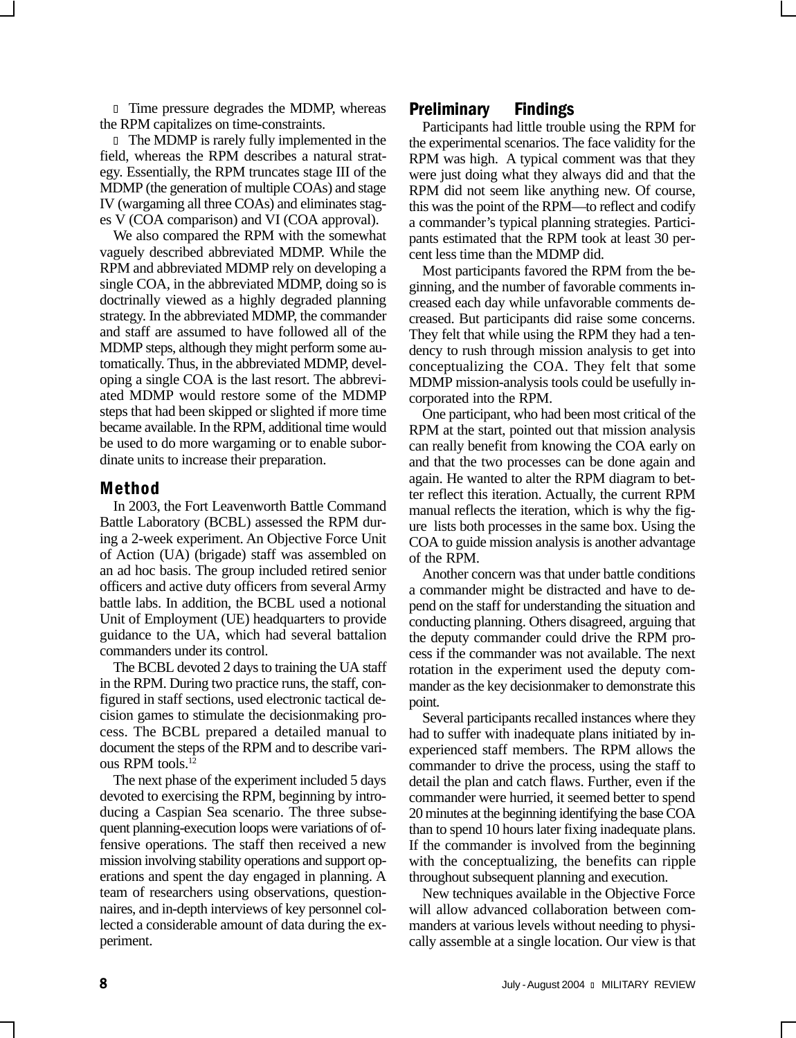- Time pressure degrades the MDMP, whereas the RPM capitalizes on time-constraints.
- The MDMP is rarely fully implemented in the field, whereas the RPM describes a natural strategy. Essentially, the RPM truncates stage III of the MDMP (the generation of multiple COAs) and stage IV (wargaming all three COAs) and eliminates stages V (COA comparison) and VI (COA approval).

We also compared the RPM with the somewhat vaguely described abbreviated MDMP. While the RPM and abbreviated MDMP rely on developing a single COA, in the abbreviated MDMP, doing so is doctrinally viewed as a highly degraded planning strategy. In the abbreviated MDMP, the commander and staff are assumed to have followed all of the MDMP steps, although they might perform some automatically. Thus, in the abbreviated MDMP, developing a single COA is the last resort. The abbreviated MDMP would restore some of the MDMP steps that had been skipped or slighted if more time became available. In the RPM, additional time would be used to do more wargaming or to enable subordinate units to increase their preparation.

## Method

In 2003, the Fort Leavenworth Battle Command Battle Laboratory (BCBL) assessed the RPM during a 2-week experiment. An Objective Force Unit of Action (UA) (brigade) staff was assembled on an ad hoc basis. The group included retired senior officers and active duty officers from several Army battle labs. In addition, the BCBL used a notional Unit of Employment (UE) headquarters to provide guidance to the UA, which had several battalion commanders under its control.

The BCBL devoted 2 days to training the UA staff in the RPM. During two practice runs, the staff, configured in staff sections, used electronic tactical decision games to stimulate the decisionmaking process. The BCBL prepared a detailed manual to document the steps of the RPM and to describe various RPM tools.[12]

The next phase of the experiment included 5 days devoted to exercising the RPM, beginning by introducing a Caspian Sea scenario. The three subsequent planning-execution loops were variations of offensive operations. The staff then received a new mission involving stability operations and support operations and spent the day engaged in planning. A team of researchers using observations, questionnaires, and in-depth interviews of key personnel collected a considerable amount of data during the experiment.

## Preliminary Findings

Participants had little trouble using the RPM for the experimental scenarios. The face validity for the RPM was high. A typical comment was that they were just doing what they always did and that the RPM did not seem like anything new. Of course, this was the point of the RPM—to reflect and codify a commander's typical planning strategies. Participants estimated that the RPM took at least 30 percent less time than the MDMP did.

Most participants favored the RPM from the beginning, and the number of favorable comments increased each day while unfavorable comments decreased. But participants did raise some concerns. They felt that while using the RPM they had a tendency to rush through mission analysis to get into conceptualizing the COA. They felt that some MDMP mission-analysis tools could be usefully incorporated into the RPM.

One participant, who had been most critical of the RPM at the start, pointed out that mission analysis can really benefit from knowing the COA early on and that the two processes can be done again and again. He wanted to alter the RPM diagram to better reflect this iteration. Actually, the current RPM manual reflects the iteration, which is why the figure lists both processes in the same box. Using the COA to guide mission analysis is another advantage of the RPM.

Another concern was that under battle conditions a commander might be distracted and have to depend on the staff for understanding the situation and conducting planning. Others disagreed, arguing that the deputy commander could drive the RPM process if the commander was not available. The next rotation in the experiment used the deputy commander as the key decisionmaker to demonstrate this point.

Several participants recalled instances where they had to suffer with inadequate plans initiated by inexperienced staff members. The RPM allows the commander to drive the process, using the staff to detail the plan and catch flaws. Further, even if the commander were hurried, it seemed better to spend 20 minutes at the beginning identifying the base COA than to spend 10 hours later fixing inadequate plans. If the commander is involved from the beginning with the conceptualizing, the benefits can ripple throughout subsequent planning and execution.

New techniques available in the Objective Force will allow advanced collaboration between commanders at various levels without needing to physically assemble at a single location. Our view is that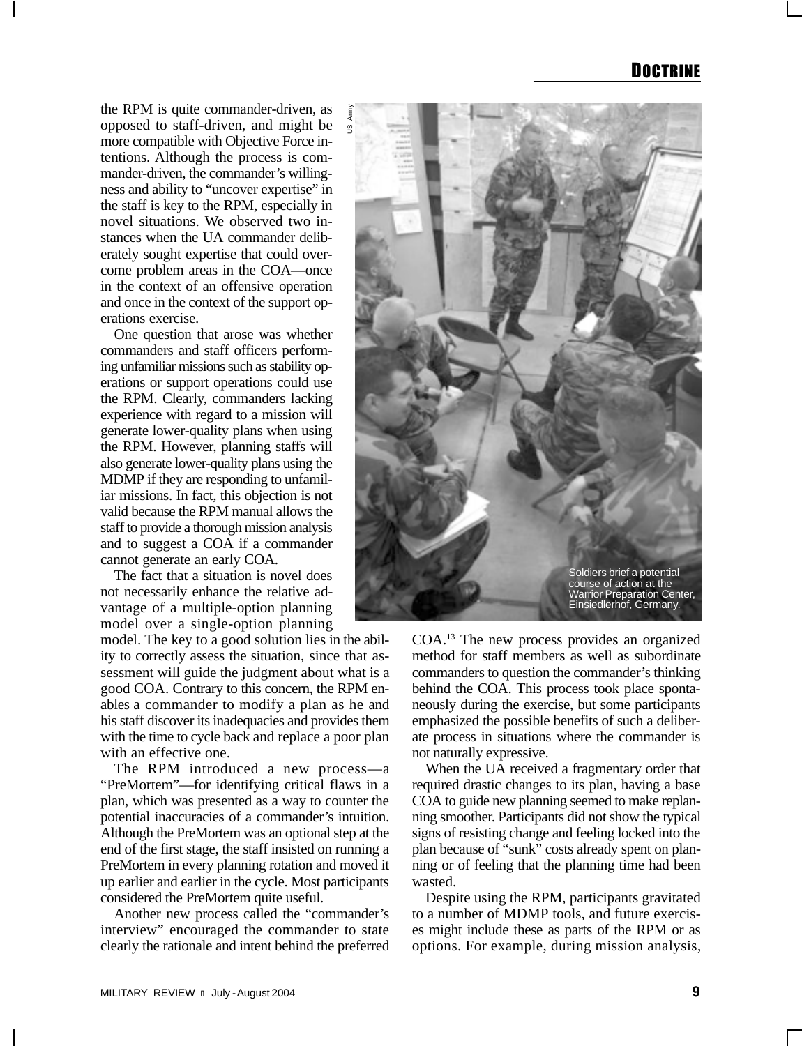the RPM is quite commander-driven, as opposed to staff-driven, and might be more compatible with Objective Force intentions. Although the process is commander-driven, the commander's willingness and ability to "uncover expertise" in the staff is key to the RPM, especially in novel situations. We observed two instances when the UA commander deliberately sought expertise that could overcome problem areas in the COA—once in the context of an offensive operation and once in the context of the support operations exercise.

One question that arose was whether commanders and staff officers performing unfamiliar missions such as stability operations or support operations could use the RPM. Clearly, commanders lacking experience with regard to a mission will generate lower-quality plans when using the RPM. However, planning staffs will also generate lower-quality plans using the MDMP if they are responding to unfamiliar missions. In fact, this objection is not valid because the RPM manual allows the staff to provide a thorough mission analysis and to suggest a COA if a commander cannot generate an early COA.

The fact that a situation is novel does not necessarily enhance the relative advantage of a multiple-option planning model over a single-option planning model. The key to a good solution lies in the ability to correctly assess the situation, since that assessment will guide the judgment about what is a good COA. Contrary to this concern, the RPM enables a commander to modify a plan as he and his staff discover its inadequacies and provides them with the time to cycle back and replace a poor plan with an effective one.

The RPM introduced a new process—a "PreMortem"—for identifying critical flaws in a plan, which was presented as a way to counter the potential inaccuracies of a commander's intuition. Although the PreMortem was an optional step at the end of the first stage, the staff insisted on running a PreMortem in every planning rotation and moved it up earlier and earlier in the cycle. Most participants considered the PreMortem quite useful.

Another new process called the "commander's interview" encouraged the commander to state clearly the rationale and intent behind the preferred COA.[13] The new process provides an organized method for staff members as well as subordinate commanders to question the commander's thinking behind the COA. This process took place spontaneously during the exercise, but some participants emphasized the possible benefits of such a deliberate process in situations where the commander is not naturally expressive.

Soldiers brief a potential course of action at the Warrior Preparation Center, Einsiedlerhof, Germany.

When the UA received a fragmentary order that required drastic changes to its plan, having a base COA to guide new planning seemed to make replanning smoother. Participants did not show the typical signs of resisting change and feeling locked into the plan because of "sunk" costs already spent on planning or of feeling that the planning time had been wasted.

Despite using the RPM, participants gravitated to a number of MDMP tools, and future exercises might include these as parts of the RPM or as options. For example, during mission analysis,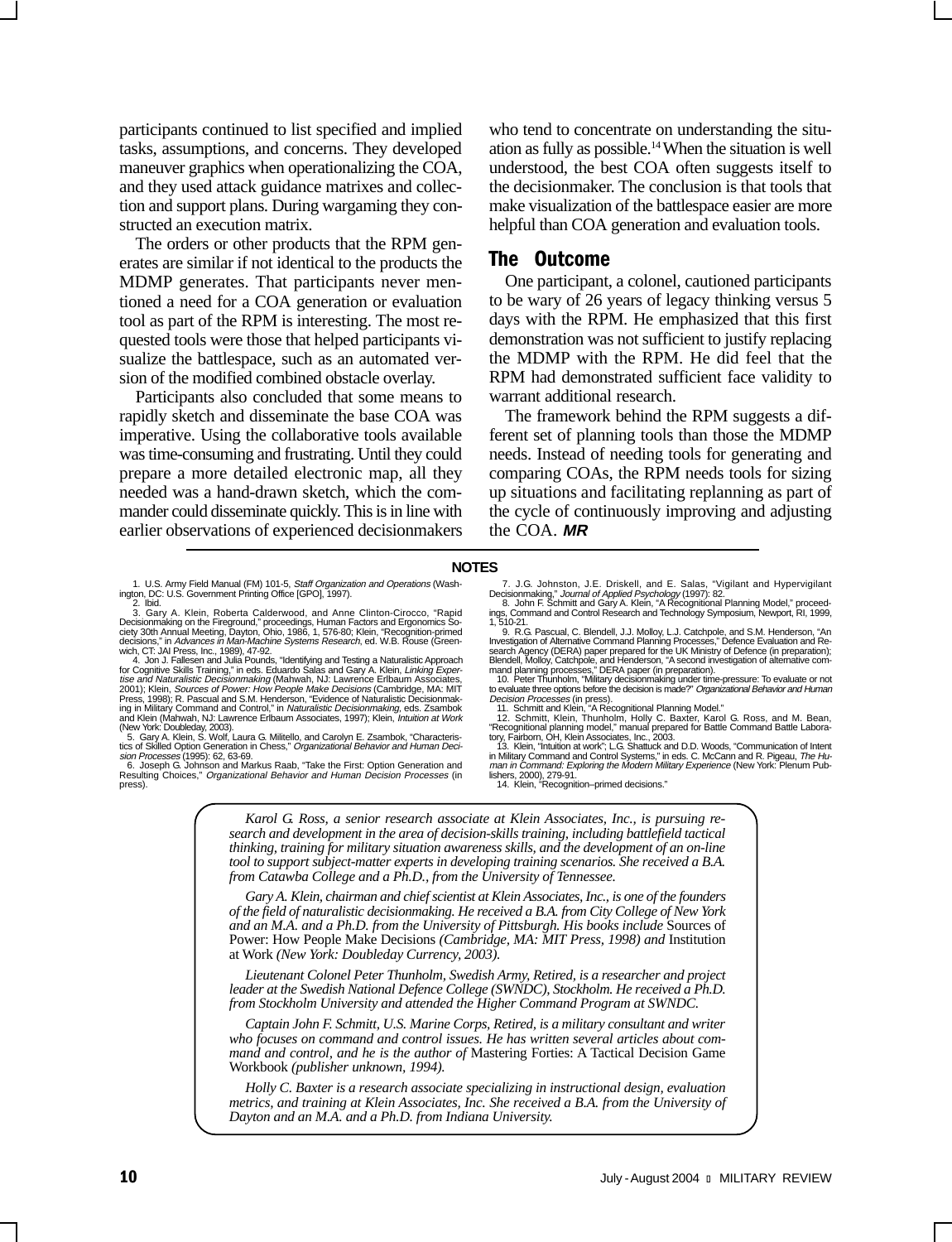participants continued to list specified and implied tasks, assumptions, and concerns. They developed maneuver graphics when operationalizing the COA, and they used attack guidance matrixes and collection and support plans. During wargaming they constructed an execution matrix.

The orders or other products that the RPM generates are similar if not identical to the products the MDMP generates. That participants never mentioned a need for a COA generation or evaluation tool as part of the RPM is interesting. The most requested tools were those that helped participants visualize the battlespace, such as an automated version of the modified combined obstacle overlay.

Participants also concluded that some means to rapidly sketch and disseminate the base COA was imperative. Using the collaborative tools available was time-consuming and frustrating. Until they could prepare a more detailed electronic map, all they needed was a hand-drawn sketch, which the commander could disseminate quickly. This is in line with earlier observations of experienced decisionmakers who tend to concentrate on understanding the situation as fully as possible.[14] When the situation is well understood, the best COA often suggests itself to the decisionmaker. The conclusion is that tools that make visualization of the battlespace easier are more helpful than COA generation and evaluation tools.

## The Outcome

One participant, a colonel, cautioned participants to be wary of 26 years of legacy thinking versus 5 days with the RPM. He emphasized that this first demonstration was not sufficient to justify replacing the MDMP with the RPM. He did feel that the RPM had demonstrated sufficient face validity to warrant additional research.

The framework behind the RPM suggests a different set of planning tools than those the MDMP needs. Instead of needing tools for generating and comparing COAs, the RPM needs tools for sizing up situations and facilitating replanning as part of the cycle of continuously improving and adjusting the COA. ***MR***

## NOTES

1. U.S. Army Field Manual (FM) 101-5, *Staff Organization and Operations* (Washington, DC: U.S. Government Printing Office [GPO], 1997).
2. Ibid.
3. Gary A. Klein, Roberta Calderwood, and Anne Clinton-Cirocco, "Rapid Decisionmaking on the Fireground," proceedings, Human Factors and Ergonomics Society 30th Annual Meeting, Dayton, Ohio, 1986, 1, 576-80; Klein, "Recognition-primed decisions," in *Advances in Man-Machine Systems Research*, ed. W.B. Rouse (Greenwich, CT: JAI Press, Inc., 1989), 47-92.
4. Jon J. Fallesen and Julia Pounds, "Identifying and Testing a Naturalistic Approach for Cognitive Skills Training," in eds. Eduardo Salas and Gary A. Klein, *Linking Expertise and Naturalistic Decisionmaking* (Mahwah, NJ: Lawrence Erlbaum Associates, 2001); Klein, *Sources of Power: How People Make Decisions* (Cambridge, MA: MIT Press, 1998); R. Pascual and S.M. Henderson, "Evidence of Naturalistic Decisionmaking in Military Command and Control," in *Naturalistic Decisionmaking*, eds. Zsambok and Klein (Mahwah, NJ: Lawrence Erlbaum Associates, 1997); Klein, *Intuition at Work* (New York: Doubleday, 2003).
5. Gary A. Klein, S. Wolf, Laura G. Militello, and Carolyn E. Zsambok, "Characteristics of Skilled Option Generation in Chess," *Organizational Behavior and Human Decision Processes* (1995): 62, 63-69.
6. Joseph G. Johnson and Markus Raab, "Take the First: Option Generation and Resulting Choices," *Organizational Behavior and Human Decision Processes* (in press).
7. J.G. Johnston, J.E. Driskell, and E. Salas, "Vigilant and Hypervigilant Decisionmaking," *Journal of Applied Psychology* (1997): 82.
8. John F. Schmitt and Gary A. Klein, "A Recognitional Planning Model," proceedings, Command and Control Research and Technology Symposium, Newport, RI, 1999, 1, 510-21.
9. R.G. Pascual, C. Blendell, J.J. Molloy, L.J. Catchpole, and S.M. Henderson, "An Investigation of Alternative Command Planning Processes," Defence Evaluation and Research Agency (DERA) paper prepared for the UK Ministry of Defence (in preparation); Blendell, Molloy, Catchpole, and Henderson, "A second investigation of alternative command planning processes," DERA paper (in preparation).
10. Peter Thunholm, "Military decisionmaking under time-pressure: To evaluate or not to evaluate three options before the decision is made?" *Organizational Behavior and Human Decision Processes* (in press).
11. Schmitt and Klein, "A Recognitional Planning Model."
12. Schmitt, Klein, Thunholm, Holly C. Baxter, Karol G. Ross, and M. Bean, "Recognitional planning model," manual prepared for Battle Command Battle Laboratory, Fairborn, OH, Klein Associates, Inc., 2003.
13. Klein, "Intuition at work"; L.G. Shattuck and D.D. Woods, "Communication of Intent in Military Command and Control Systems," in eds. C. McCann and R. Pigeau, *The Human in Command: Exploring the Modern Military Experience* (New York: Plenum Publishers, 2000), 279-91.
14. Klein, "Recognition–primed decisions."

*Karol G. Ross, a senior research associate at Klein Associates, Inc., is pursuing research and development in the area of decision-skills training, including battlefield tactical thinking, training for military situation awareness skills, and the development of an on-line tool to support subject-matter experts in developing training scenarios. She received a B.A. from Catawba College and a Ph.D., from the University of Tennessee.*

*Gary A. Klein, chairman and chief scientist at Klein Associates, Inc., is one of the founders of the field of naturalistic decisionmaking. He received a B.A. from City College of New York and an M.A. and a Ph.D. from the University of Pittsburgh. His books include* Sources of Power: How People Make Decisions *(Cambridge, MA: MIT Press, 1998) and* Institution at Work *(New York: Doubleday Currency, 2003).*

*Lieutenant Colonel Peter Thunholm, Swedish Army, Retired, is a researcher and project leader at the Swedish National Defence College (SWNDC), Stockholm. He received a Ph.D. from Stockholm University and attended the Higher Command Program at SWNDC.*

*Captain John F. Schmitt, U.S. Marine Corps, Retired, is a military consultant and writer who focuses on command and control issues. He has written several articles about command and control, and he is the author of* Mastering Forties: A Tactical Decision Game Workbook *(publisher unknown, 1994).*

*Holly C. Baxter is a research associate specializing in instructional design, evaluation metrics, and training at Klein Associates, Inc. She received a B.A. from the University of Dayton and an M.A. and a Ph.D. from Indiana University.*